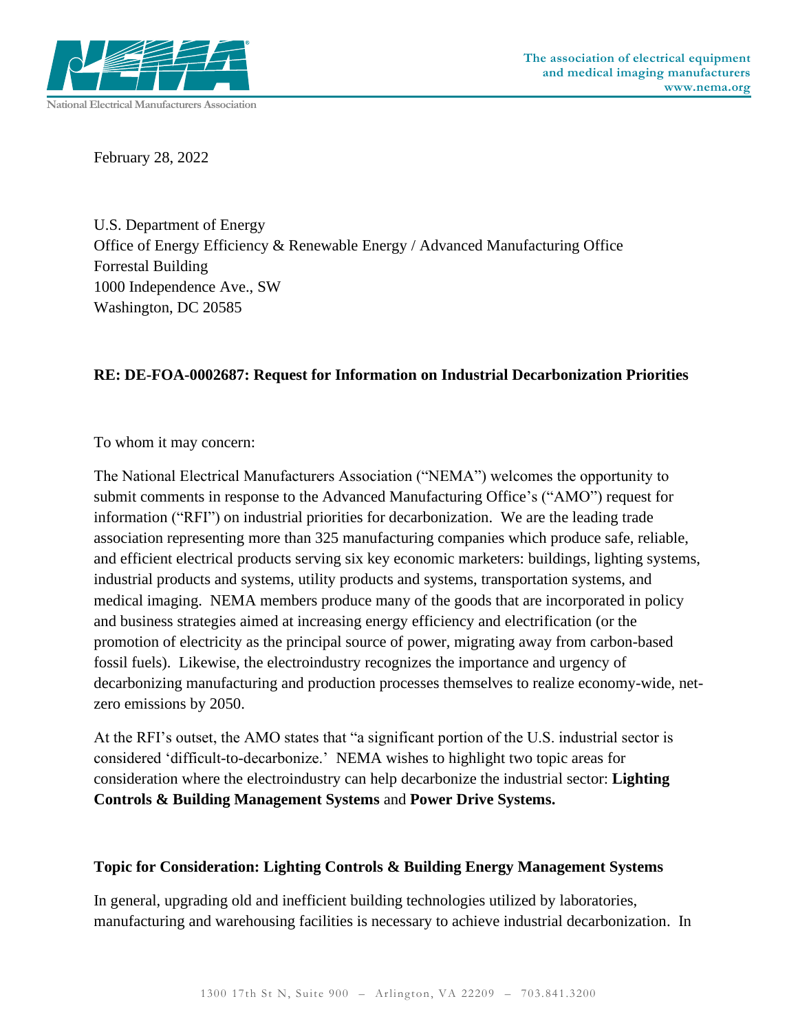February 28, 2022

U.S. Department of Energy
Office of Energy Efficiency & Renewable Energy / Advanced Manufacturing Office
Forrestal Building
1000 Independence Ave., SW
Washington, DC 20585

**RE: DE-FOA-0002687: Request for Information on Industrial Decarbonization Priorities**

To whom it may concern:

The National Electrical Manufacturers Association ("NEMA") welcomes the opportunity to submit comments in response to the Advanced Manufacturing Office's ("AMO") request for information ("RFI") on industrial priorities for decarbonization. We are the leading trade association representing more than 325 manufacturing companies which produce safe, reliable, and efficient electrical products serving six key economic marketers: buildings, lighting systems, industrial products and systems, utility products and systems, transportation systems, and medical imaging. NEMA members produce many of the goods that are incorporated in policy and business strategies aimed at increasing energy efficiency and electrification (or the promotion of electricity as the principal source of power, migrating away from carbon-based fossil fuels). Likewise, the electroindustry recognizes the importance and urgency of decarbonizing manufacturing and production processes themselves to realize economy-wide, net-zero emissions by 2050.

At the RFI's outset, the AMO states that "a significant portion of the U.S. industrial sector is considered 'difficult-to-decarbonize.' NEMA wishes to highlight two topic areas for consideration where the electroindustry can help decarbonize the industrial sector: **Lighting Controls & Building Management Systems** and **Power Drive Systems.**

**Topic for Consideration: Lighting Controls & Building Energy Management Systems**

In general, upgrading old and inefficient building technologies utilized by laboratories, manufacturing and warehousing facilities is necessary to achieve industrial decarbonization. In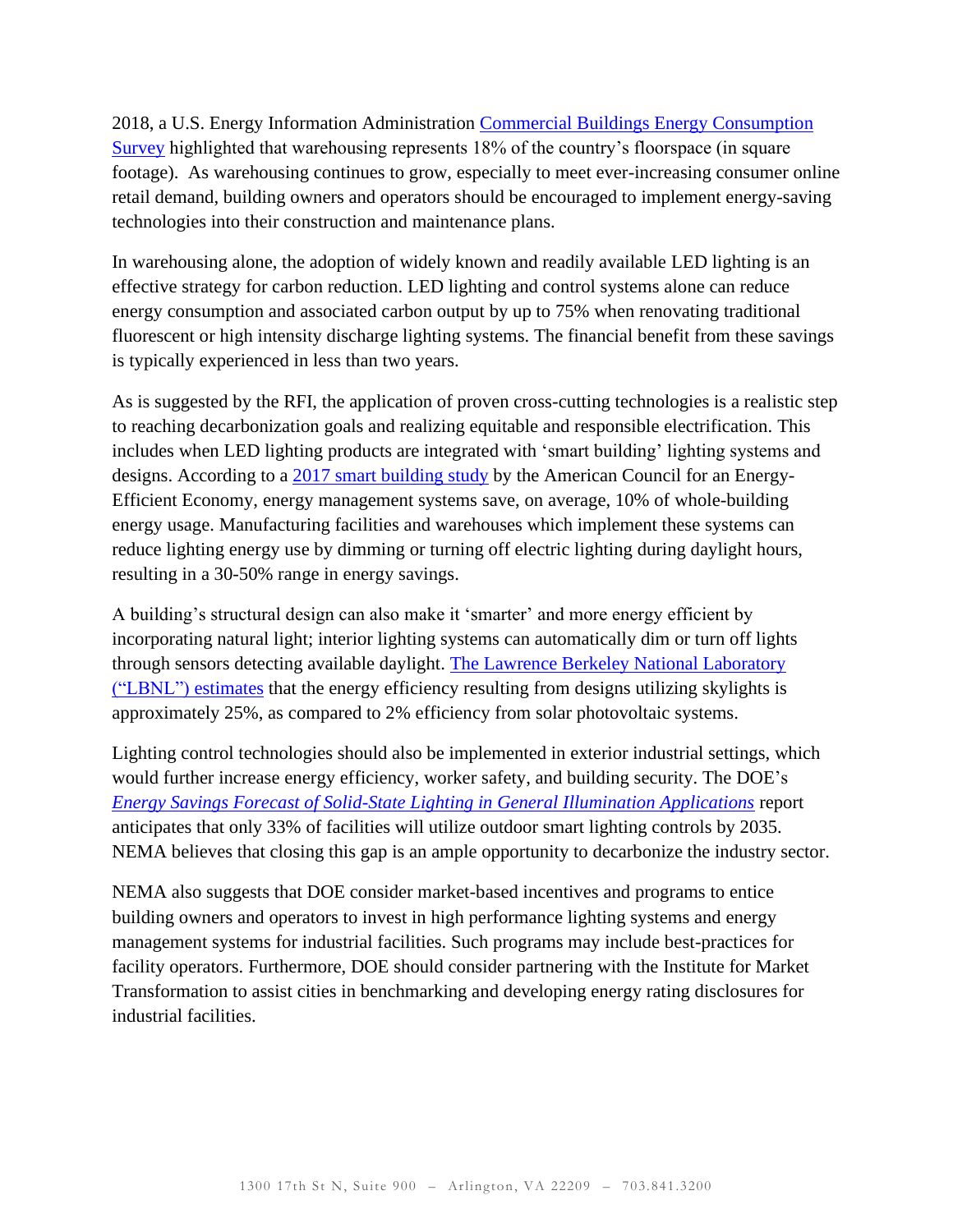2018, a U.S. Energy Information Administration Commercial Buildings Energy Consumption Survey highlighted that warehousing represents 18% of the country's floorspace (in square footage). As warehousing continues to grow, especially to meet ever-increasing consumer online retail demand, building owners and operators should be encouraged to implement energy-saving technologies into their construction and maintenance plans.

In warehousing alone, the adoption of widely known and readily available LED lighting is an effective strategy for carbon reduction. LED lighting and control systems alone can reduce energy consumption and associated carbon output by up to 75% when renovating traditional fluorescent or high intensity discharge lighting systems. The financial benefit from these savings is typically experienced in less than two years.

As is suggested by the RFI, the application of proven cross-cutting technologies is a realistic step to reaching decarbonization goals and realizing equitable and responsible electrification. This includes when LED lighting products are integrated with 'smart building' lighting systems and designs. According to a 2017 smart building study by the American Council for an Energy-Efficient Economy, energy management systems save, on average, 10% of whole-building energy usage. Manufacturing facilities and warehouses which implement these systems can reduce lighting energy use by dimming or turning off electric lighting during daylight hours, resulting in a 30-50% range in energy savings.

A building's structural design can also make it 'smarter' and more energy efficient by incorporating natural light; interior lighting systems can automatically dim or turn off lights through sensors detecting available daylight. The Lawrence Berkeley National Laboratory ("LBNL") estimates that the energy efficiency resulting from designs utilizing skylights is approximately 25%, as compared to 2% efficiency from solar photovoltaic systems.

Lighting control technologies should also be implemented in exterior industrial settings, which would further increase energy efficiency, worker safety, and building security. The DOE's *Energy Savings Forecast of Solid-State Lighting in General Illumination Applications* report anticipates that only 33% of facilities will utilize outdoor smart lighting controls by 2035. NEMA believes that closing this gap is an ample opportunity to decarbonize the industry sector.

NEMA also suggests that DOE consider market-based incentives and programs to entice building owners and operators to invest in high performance lighting systems and energy management systems for industrial facilities. Such programs may include best-practices for facility operators. Furthermore, DOE should consider partnering with the Institute for Market Transformation to assist cities in benchmarking and developing energy rating disclosures for industrial facilities.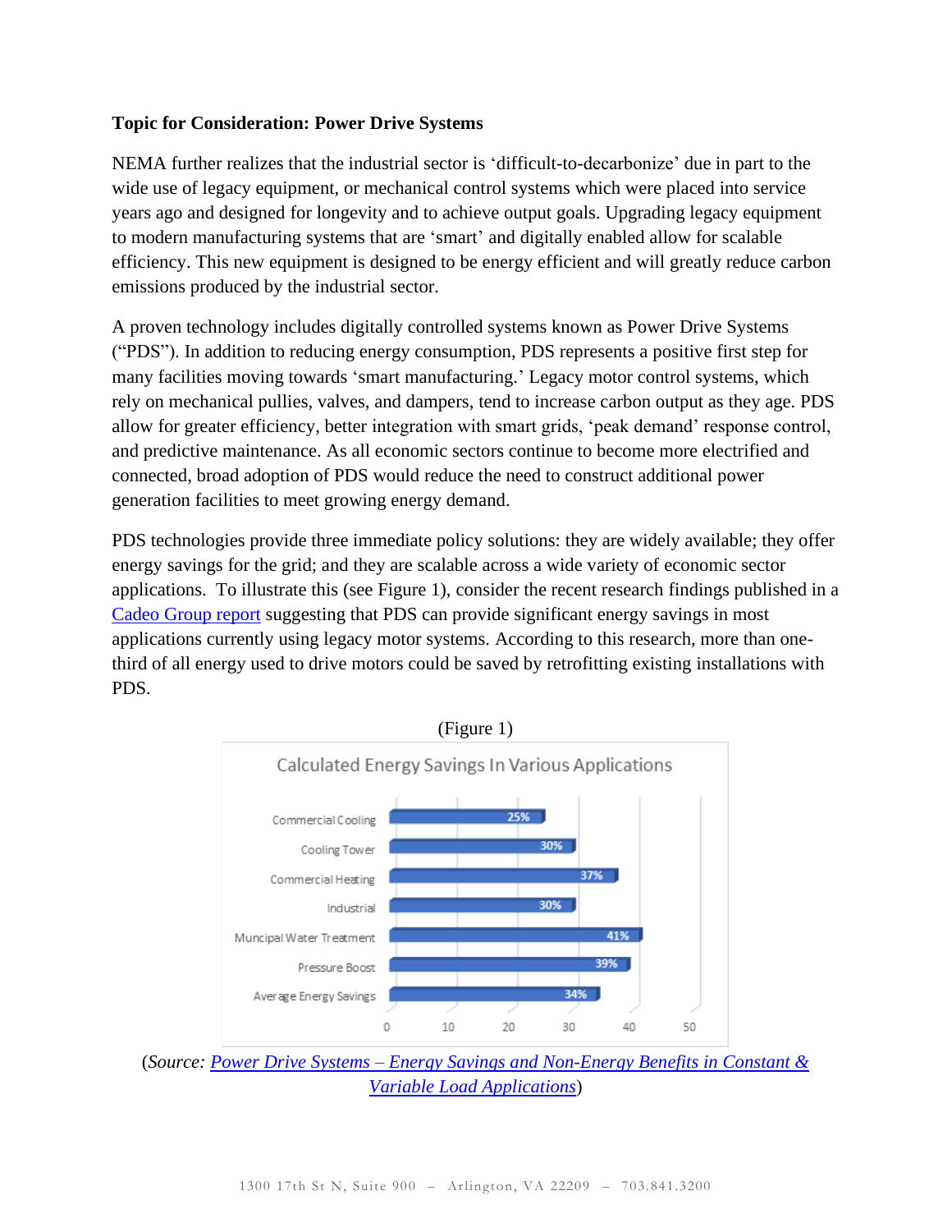**Topic for Consideration: Power Drive Systems**

NEMA further realizes that the industrial sector is 'difficult-to-decarbonize' due in part to the wide use of legacy equipment, or mechanical control systems which were placed into service years ago and designed for longevity and to achieve output goals. Upgrading legacy equipment to modern manufacturing systems that are 'smart' and digitally enabled allow for scalable efficiency. This new equipment is designed to be energy efficient and will greatly reduce carbon emissions produced by the industrial sector.

A proven technology includes digitally controlled systems known as Power Drive Systems ("PDS"). In addition to reducing energy consumption, PDS represents a positive first step for many facilities moving towards 'smart manufacturing.' Legacy motor control systems, which rely on mechanical pullies, valves, and dampers, tend to increase carbon output as they age. PDS allow for greater efficiency, better integration with smart grids, 'peak demand' response control, and predictive maintenance. As all economic sectors continue to become more electrified and connected, broad adoption of PDS would reduce the need to construct additional power generation facilities to meet growing energy demand.

PDS technologies provide three immediate policy solutions: they are widely available; they offer energy savings for the grid; and they are scalable across a wide variety of economic sector applications. To illustrate this (see Figure 1), consider the recent research findings published in a Cadeo Group report suggesting that PDS can provide significant energy savings in most applications currently using legacy motor systems. According to this research, more than one-third of all energy used to drive motors could be saved by retrofitting existing installations with PDS.

(Figure 1)

Calculated Energy Savings In Various Applications

| Application | Energy Savings |
|---|---|
| Commercial Cooling | 25% |
| Cooling Tower | 30% |
| Commercial Heating | 37% |
| Industrial | 30% |
| Muncipal Water Treatment | 41% |
| Pressure Boost | 39% |
| Average Energy Savings | 34% |

(*Source: Power Drive Systems – Energy Savings and Non-Energy Benefits in Constant & Variable Load Applications*)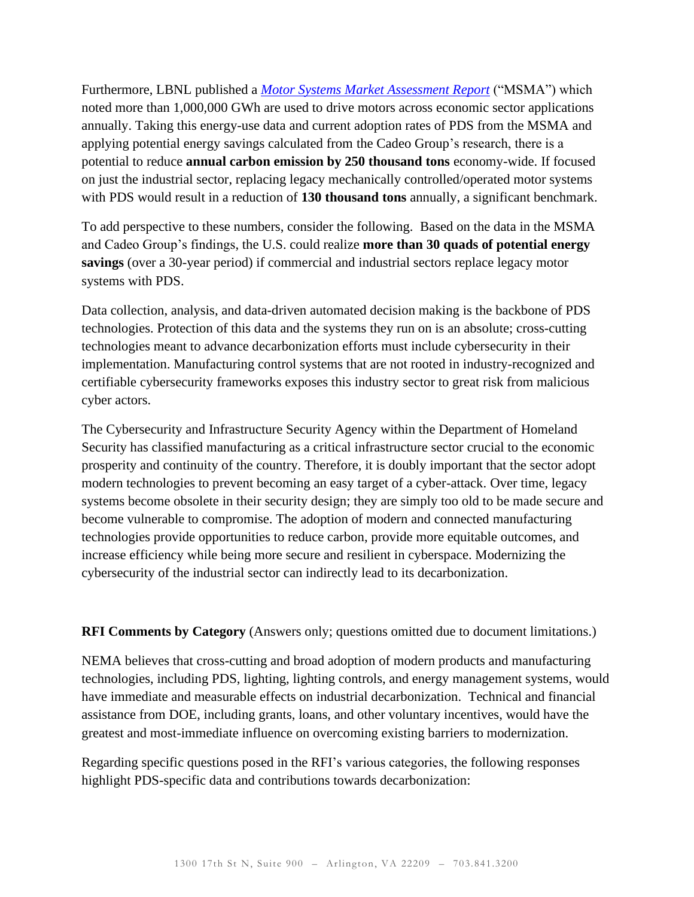Furthermore, LBNL published a *[Motor Systems Market Assessment Report](#)* ("MSMA") which noted more than 1,000,000 GWh are used to drive motors across economic sector applications annually. Taking this energy-use data and current adoption rates of PDS from the MSMA and applying potential energy savings calculated from the Cadeo Group's research, there is a potential to reduce **annual carbon emission by 250 thousand tons** economy-wide. If focused on just the industrial sector, replacing legacy mechanically controlled/operated motor systems with PDS would result in a reduction of **130 thousand tons** annually, a significant benchmark.

To add perspective to these numbers, consider the following. Based on the data in the MSMA and Cadeo Group's findings, the U.S. could realize **more than 30 quads of potential energy savings** (over a 30-year period) if commercial and industrial sectors replace legacy motor systems with PDS.

Data collection, analysis, and data-driven automated decision making is the backbone of PDS technologies. Protection of this data and the systems they run on is an absolute; cross-cutting technologies meant to advance decarbonization efforts must include cybersecurity in their implementation. Manufacturing control systems that are not rooted in industry-recognized and certifiable cybersecurity frameworks exposes this industry sector to great risk from malicious cyber actors.

The Cybersecurity and Infrastructure Security Agency within the Department of Homeland Security has classified manufacturing as a critical infrastructure sector crucial to the economic prosperity and continuity of the country. Therefore, it is doubly important that the sector adopt modern technologies to prevent becoming an easy target of a cyber-attack. Over time, legacy systems become obsolete in their security design; they are simply too old to be made secure and become vulnerable to compromise. The adoption of modern and connected manufacturing technologies provide opportunities to reduce carbon, provide more equitable outcomes, and increase efficiency while being more secure and resilient in cyberspace. Modernizing the cybersecurity of the industrial sector can indirectly lead to its decarbonization.

**RFI Comments by Category** (Answers only; questions omitted due to document limitations.)

NEMA believes that cross-cutting and broad adoption of modern products and manufacturing technologies, including PDS, lighting, lighting controls, and energy management systems, would have immediate and measurable effects on industrial decarbonization. Technical and financial assistance from DOE, including grants, loans, and other voluntary incentives, would have the greatest and most-immediate influence on overcoming existing barriers to modernization.

Regarding specific questions posed in the RFI's various categories, the following responses highlight PDS-specific data and contributions towards decarbonization: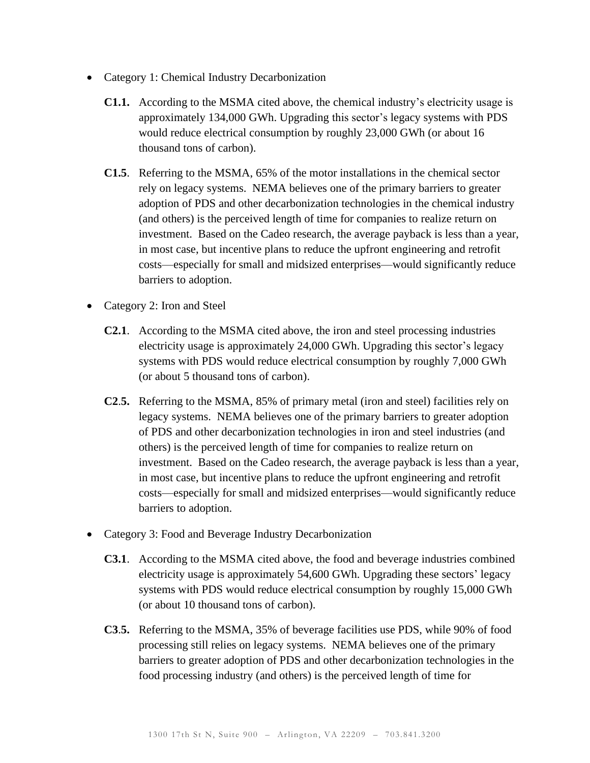- Category 1: Chemical Industry Decarbonization

  **C1.1.** According to the MSMA cited above, the chemical industry's electricity usage is approximately 134,000 GWh. Upgrading this sector's legacy systems with PDS would reduce electrical consumption by roughly 23,000 GWh (or about 16 thousand tons of carbon).

  **C1.5**. Referring to the MSMA, 65% of the motor installations in the chemical sector rely on legacy systems. NEMA believes one of the primary barriers to greater adoption of PDS and other decarbonization technologies in the chemical industry (and others) is the perceived length of time for companies to realize return on investment. Based on the Cadeo research, the average payback is less than a year, in most case, but incentive plans to reduce the upfront engineering and retrofit costs—especially for small and midsized enterprises—would significantly reduce barriers to adoption.

- Category 2: Iron and Steel

  **C2.1**. According to the MSMA cited above, the iron and steel processing industries electricity usage is approximately 24,000 GWh. Upgrading this sector's legacy systems with PDS would reduce electrical consumption by roughly 7,000 GWh (or about 5 thousand tons of carbon).

  **C2.5.** Referring to the MSMA, 85% of primary metal (iron and steel) facilities rely on legacy systems. NEMA believes one of the primary barriers to greater adoption of PDS and other decarbonization technologies in iron and steel industries (and others) is the perceived length of time for companies to realize return on investment. Based on the Cadeo research, the average payback is less than a year, in most case, but incentive plans to reduce the upfront engineering and retrofit costs—especially for small and midsized enterprises—would significantly reduce barriers to adoption.

- Category 3: Food and Beverage Industry Decarbonization

  **C3.1**. According to the MSMA cited above, the food and beverage industries combined electricity usage is approximately 54,600 GWh. Upgrading these sectors' legacy systems with PDS would reduce electrical consumption by roughly 15,000 GWh (or about 10 thousand tons of carbon).

  **C3.5.** Referring to the MSMA, 35% of beverage facilities use PDS, while 90% of food processing still relies on legacy systems. NEMA believes one of the primary barriers to greater adoption of PDS and other decarbonization technologies in the food processing industry (and others) is the perceived length of time for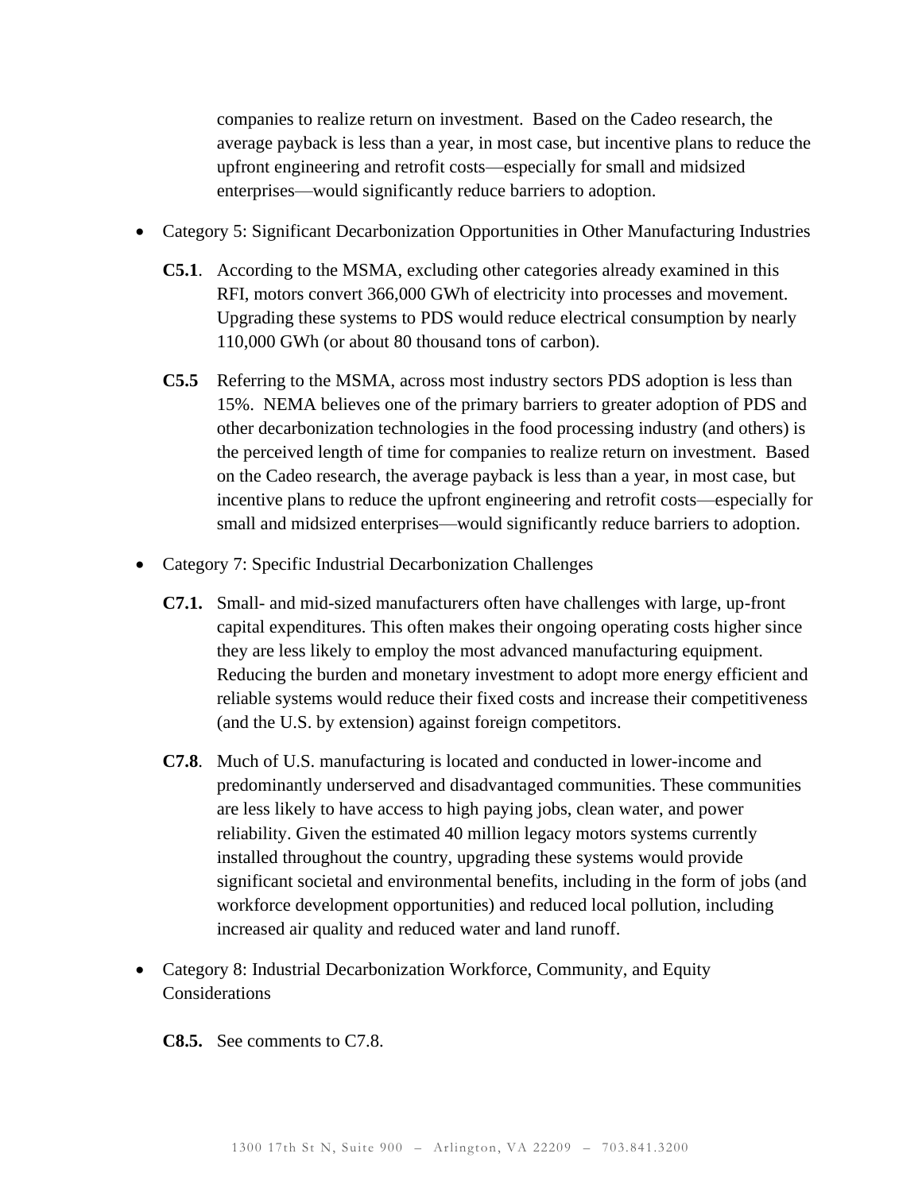companies to realize return on investment.  Based on the Cadeo research, the average payback is less than a year, in most case, but incentive plans to reduce the upfront engineering and retrofit costs—especially for small and midsized enterprises—would significantly reduce barriers to adoption.

- Category 5: Significant Decarbonization Opportunities in Other Manufacturing Industries

  **C5.1**. According to the MSMA, excluding other categories already examined in this RFI, motors convert 366,000 GWh of electricity into processes and movement. Upgrading these systems to PDS would reduce electrical consumption by nearly 110,000 GWh (or about 80 thousand tons of carbon).

  **C5.5** Referring to the MSMA, across most industry sectors PDS adoption is less than 15%.  NEMA believes one of the primary barriers to greater adoption of PDS and other decarbonization technologies in the food processing industry (and others) is the perceived length of time for companies to realize return on investment.  Based on the Cadeo research, the average payback is less than a year, in most case, but incentive plans to reduce the upfront engineering and retrofit costs—especially for small and midsized enterprises—would significantly reduce barriers to adoption.

- Category 7: Specific Industrial Decarbonization Challenges

  **C7.1.** Small- and mid-sized manufacturers often have challenges with large, up-front capital expenditures. This often makes their ongoing operating costs higher since they are less likely to employ the most advanced manufacturing equipment. Reducing the burden and monetary investment to adopt more energy efficient and reliable systems would reduce their fixed costs and increase their competitiveness (and the U.S. by extension) against foreign competitors.

  **C7.8**. Much of U.S. manufacturing is located and conducted in lower-income and predominantly underserved and disadvantaged communities. These communities are less likely to have access to high paying jobs, clean water, and power reliability. Given the estimated 40 million legacy motors systems currently installed throughout the country, upgrading these systems would provide significant societal and environmental benefits, including in the form of jobs (and workforce development opportunities) and reduced local pollution, including increased air quality and reduced water and land runoff.

- Category 8: Industrial Decarbonization Workforce, Community, and Equity Considerations

  **C8.5.** See comments to C7.8.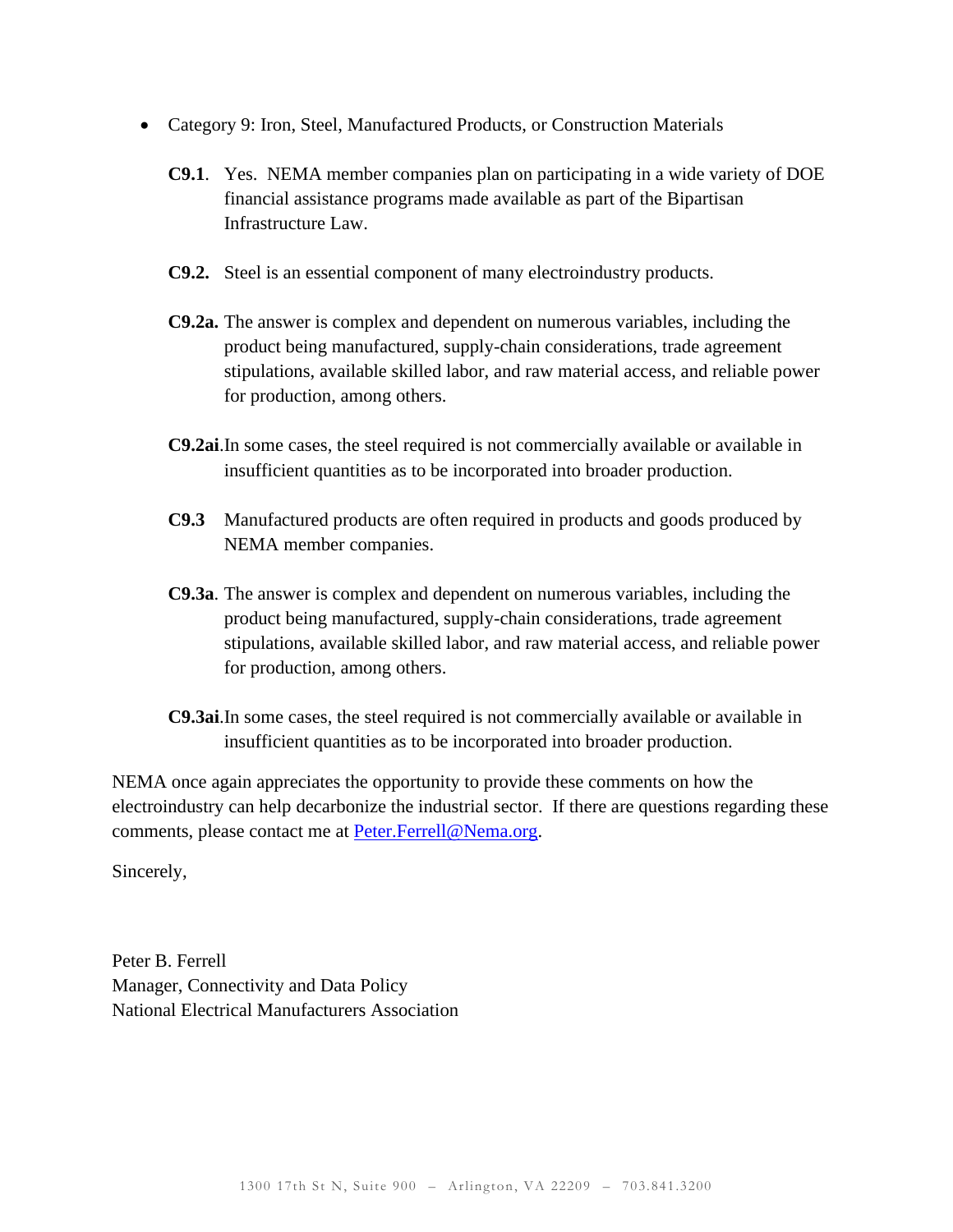- Category 9: Iron, Steel, Manufactured Products, or Construction Materials

  **C9.1**. Yes. NEMA member companies plan on participating in a wide variety of DOE financial assistance programs made available as part of the Bipartisan Infrastructure Law.

  **C9.2.** Steel is an essential component of many electroindustry products.

  **C9.2a.** The answer is complex and dependent on numerous variables, including the product being manufactured, supply-chain considerations, trade agreement stipulations, available skilled labor, and raw material access, and reliable power for production, among others.

  **C9.2ai**.In some cases, the steel required is not commercially available or available in insufficient quantities as to be incorporated into broader production.

  **C9.3** Manufactured products are often required in products and goods produced by NEMA member companies.

  **C9.3a**. The answer is complex and dependent on numerous variables, including the product being manufactured, supply-chain considerations, trade agreement stipulations, available skilled labor, and raw material access, and reliable power for production, among others.

  **C9.3ai**.In some cases, the steel required is not commercially available or available in insufficient quantities as to be incorporated into broader production.

NEMA once again appreciates the opportunity to provide these comments on how the electroindustry can help decarbonize the industrial sector. If there are questions regarding these comments, please contact me at Peter.Ferrell@Nema.org.

Sincerely,

Peter B. Ferrell
Manager, Connectivity and Data Policy
National Electrical Manufacturers Association

1300 17th St N, Suite 900 – Arlington, VA 22209 – 703.841.3200